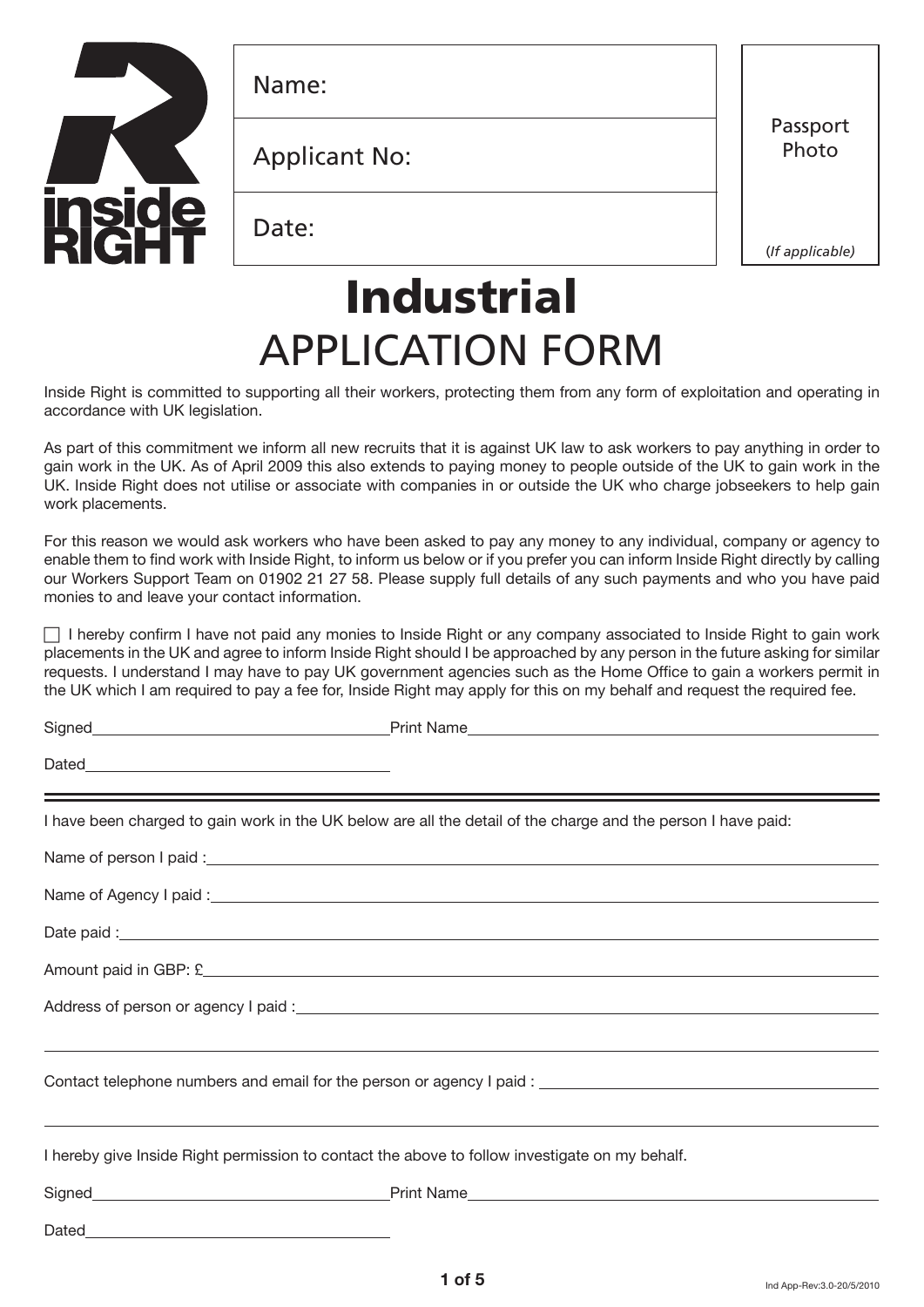inside RIGHT

| Name: | Passport Photo |
|---|---|
| Applicant No: | |
| Date: | *(If applicable)* |

# Industrial
# APPLICATION FORM

Inside Right is committed to supporting all their workers, protecting them from any form of exploitation and operating in accordance with UK legislation.

As part of this commitment we inform all new recruits that it is against UK law to ask workers to pay anything in order to gain work in the UK. As of April 2009 this also extends to paying money to people outside of the UK to gain work in the UK. Inside Right does not utilise or associate with companies in or outside the UK who charge jobseekers to help gain work placements.

For this reason we would ask workers who have been asked to pay any money to any individual, company or agency to enable them to find work with Inside Right, to inform us below or if you prefer you can inform Inside Right directly by calling our Workers Support Team on 01902 21 27 58. Please supply full details of any such payments and who you have paid monies to and leave your contact information.

☐ I hereby confirm I have not paid any monies to Inside Right or any company associated to Inside Right to gain work placements in the UK and agree to inform Inside Right should I be approached by any person in the future asking for similar requests. I understand I may have to pay UK government agencies such as the Home Office to gain a workers permit in the UK which I am required to pay a fee for, Inside Right may apply for this on my behalf and request the required fee.

Signed\_\_\_\_\_\_\_\_\_\_\_\_\_\_\_\_\_\_\_\_ Print Name\_\_\_\_\_\_\_\_\_\_\_\_\_\_\_\_\_\_\_\_

Dated\_\_\_\_\_\_\_\_\_\_\_\_\_\_\_\_\_\_\_\_

---

I have been charged to gain work in the UK below are all the detail of the charge and the person I have paid:

Name of person I paid :\_\_\_\_\_\_\_\_\_\_\_\_\_\_\_\_\_\_\_\_

Name of Agency I paid :\_\_\_\_\_\_\_\_\_\_\_\_\_\_\_\_\_\_\_\_

Date paid :\_\_\_\_\_\_\_\_\_\_\_\_\_\_\_\_\_\_\_\_

Amount paid in GBP: £\_\_\_\_\_\_\_\_\_\_\_\_\_\_\_\_\_\_\_\_

Address of person or agency I paid :\_\_\_\_\_\_\_\_\_\_\_\_\_\_\_\_\_\_\_\_

Contact telephone numbers and email for the person or agency I paid :\_\_\_\_\_\_\_\_\_\_\_\_\_\_\_\_\_\_\_\_

I hereby give Inside Right permission to contact the above to follow investigate on my behalf.

Signed\_\_\_\_\_\_\_\_\_\_\_\_\_\_\_\_\_\_\_\_ Print Name\_\_\_\_\_\_\_\_\_\_\_\_\_\_\_\_\_\_\_\_

Dated\_\_\_\_\_\_\_\_\_\_\_\_\_\_\_\_\_\_\_\_

Ind App-Rev:3.0-20/5/2010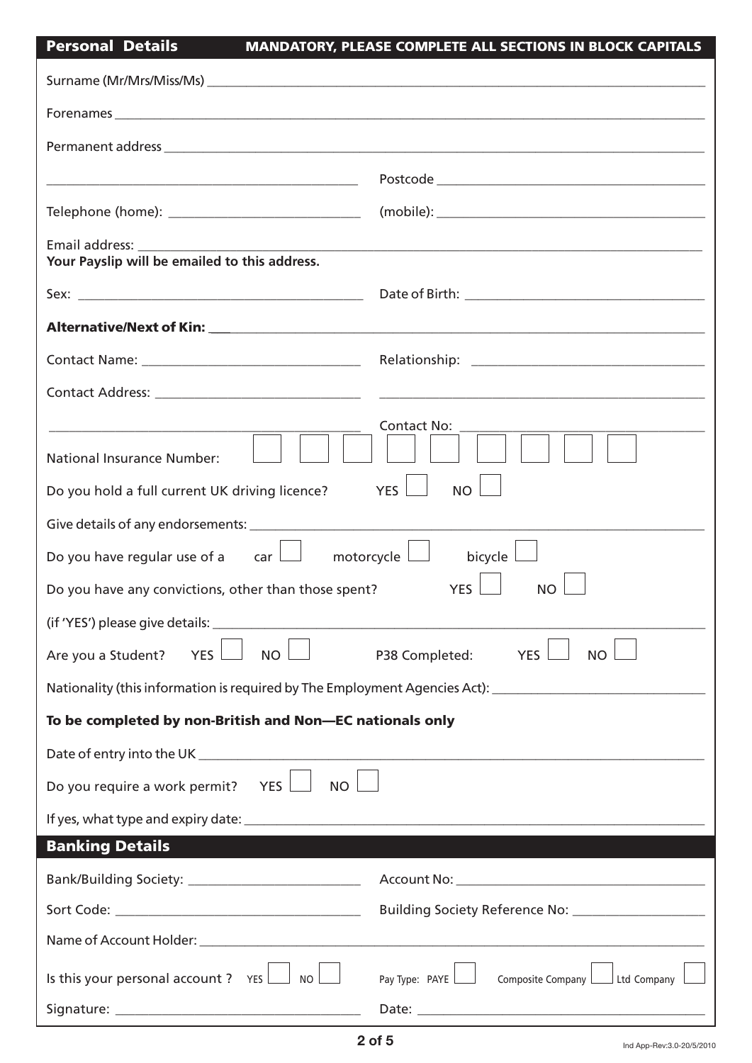## Personal Details

**MANDATORY, PLEASE COMPLETE ALL SECTIONS IN BLOCK CAPITALS**

Surname (Mr/Mrs/Miss/Ms) \_\_\_\_\_\_\_\_\_\_\_\_\_\_\_\_\_\_\_\_\_\_\_\_\_\_\_\_\_\_

Forenames \_\_\_\_\_\_\_\_\_\_\_\_\_\_\_\_\_\_\_\_\_\_\_\_\_\_\_\_\_\_

Permanent address \_\_\_\_\_\_\_\_\_\_\_\_\_\_\_\_\_\_\_\_\_\_\_\_\_\_\_\_\_\_

\_\_\_\_\_\_\_\_\_\_\_\_\_\_\_\_\_\_\_\_ Postcode \_\_\_\_\_\_\_\_\_\_\_\_\_\_\_\_\_\_\_\_

Telephone (home): \_\_\_\_\_\_\_\_\_\_\_\_\_\_\_\_\_\_\_\_ (mobile): \_\_\_\_\_\_\_\_\_\_\_\_\_\_\_\_\_\_\_\_

Email address: \_\_\_\_\_\_\_\_\_\_\_\_\_\_\_\_\_\_\_\_\_\_\_\_\_\_\_\_\_\_

**Your Payslip will be emailed to this address.**

Sex: \_\_\_\_\_\_\_\_\_\_\_\_\_\_\_\_\_\_\_\_ Date of Birth: \_\_\_\_\_\_\_\_\_\_\_\_\_\_\_\_\_\_\_\_

**Alternative/Next of Kin:** \_\_\_\_\_\_\_\_\_\_\_\_\_\_\_\_\_\_\_\_\_\_\_\_\_\_\_\_\_\_

Contact Name: \_\_\_\_\_\_\_\_\_\_\_\_\_\_\_\_\_\_\_\_ Relationship: \_\_\_\_\_\_\_\_\_\_\_\_\_\_\_\_\_\_\_\_

Contact Address: \_\_\_\_\_\_\_\_\_\_\_\_\_\_\_\_\_\_\_\_ \_\_\_\_\_\_\_\_\_\_\_\_\_\_\_\_\_\_\_\_

\_\_\_\_\_\_\_\_\_\_\_\_\_\_\_\_\_\_\_\_ Contact No: \_\_\_\_\_\_\_\_\_\_\_\_\_\_\_\_\_\_\_\_

National Insurance Number: ☐ ☐ ☐ ☐ ☐ ☐ ☐ ☐ ☐

Do you hold a full current UK driving licence? YES ☐ NO ☐

Give details of any endorsements: \_\_\_\_\_\_\_\_\_\_\_\_\_\_\_\_\_\_\_\_\_\_\_\_\_\_\_\_\_\_

Do you have regular use of a car ☐ motorcycle ☐ bicycle ☐

Do you have any convictions, other than those spent? YES ☐ NO ☐

(if 'YES') please give details: \_\_\_\_\_\_\_\_\_\_\_\_\_\_\_\_\_\_\_\_\_\_\_\_\_\_\_\_\_\_

Are you a Student? YES ☐ NO ☐ P38 Completed: YES ☐ NO ☐

Nationality (this information is required by The Employment Agencies Act): \_\_\_\_\_\_\_\_\_\_\_\_\_\_\_\_\_\_\_\_

**To be completed by non-British and Non—EC nationals only**

Date of entry into the UK \_\_\_\_\_\_\_\_\_\_\_\_\_\_\_\_\_\_\_\_\_\_\_\_\_\_\_\_\_\_

Do you require a work permit? YES ☐ NO ☐

If yes, what type and expiry date: \_\_\_\_\_\_\_\_\_\_\_\_\_\_\_\_\_\_\_\_\_\_\_\_\_\_\_\_\_\_

## Banking Details

Bank/Building Society: \_\_\_\_\_\_\_\_\_\_\_\_\_\_\_\_\_\_\_\_ Account No: \_\_\_\_\_\_\_\_\_\_\_\_\_\_\_\_\_\_\_\_

Sort Code: \_\_\_\_\_\_\_\_\_\_\_\_\_\_\_\_\_\_\_\_ Building Society Reference No: \_\_\_\_\_\_\_\_\_\_\_\_\_\_\_\_\_\_\_\_

Name of Account Holder: \_\_\_\_\_\_\_\_\_\_\_\_\_\_\_\_\_\_\_\_\_\_\_\_\_\_\_\_\_\_

Is this your personal account ? YES ☐ NO ☐ Pay Type: PAYE ☐ Composite Company ☐ Ltd Company ☐

Signature: \_\_\_\_\_\_\_\_\_\_\_\_\_\_\_\_\_\_\_\_ Date: \_\_\_\_\_\_\_\_\_\_\_\_\_\_\_\_\_\_\_\_

Ind App-Rev:3.0-20/5/2010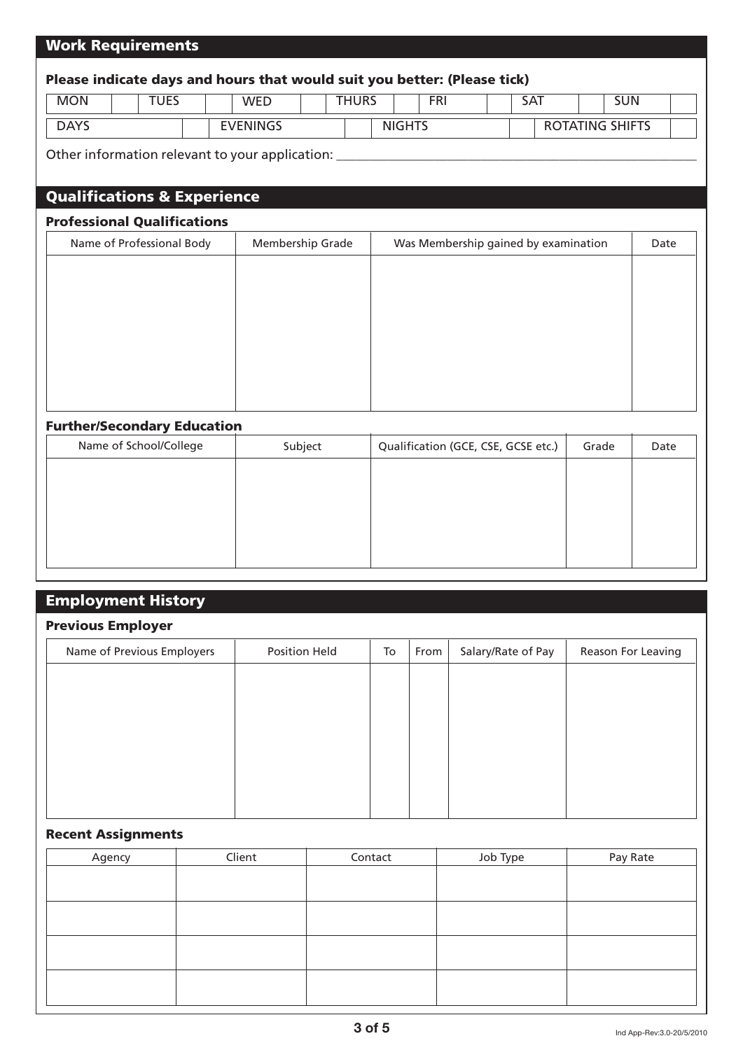## Work Requirements

**Please indicate days and hours that would suit you better: (Please tick)**

| MON | | TUES | | WED | | THURS | | FRI | | SAT | | SUN | |
|---|---|---|---|---|---|---|---|---|---|---|---|---|---|

| DAYS | | EVENINGS | | NIGHTS | | ROTATING SHIFTS | |
|---|---|---|---|---|---|---|---|

Other information relevant to your application: ___________________________________________

## Qualifications & Experience

### Professional Qualifications

| Name of Professional Body | Membership Grade | Was Membership gained by examination | Date |
|---|---|---|---|
| | | | |

### Further/Secondary Education

| Name of School/College | Subject | Qualification (GCE, CSE, GCSE etc.) | Grade | Date |
|---|---|---|---|---|
| | | | | |

## Employment History

### Previous Employer

| Name of Previous Employers | Position Held | To | From | Salary/Rate of Pay | Reason For Leaving |
|---|---|---|---|---|---|
| | | | | | |

### Recent Assignments

| Agency | Client | Contact | Job Type | Pay Rate |
|---|---|---|---|---|
| | | | | |
| | | | | |
| | | | | |
| | | | | |

Ind App-Rev:3.0-20/5/2010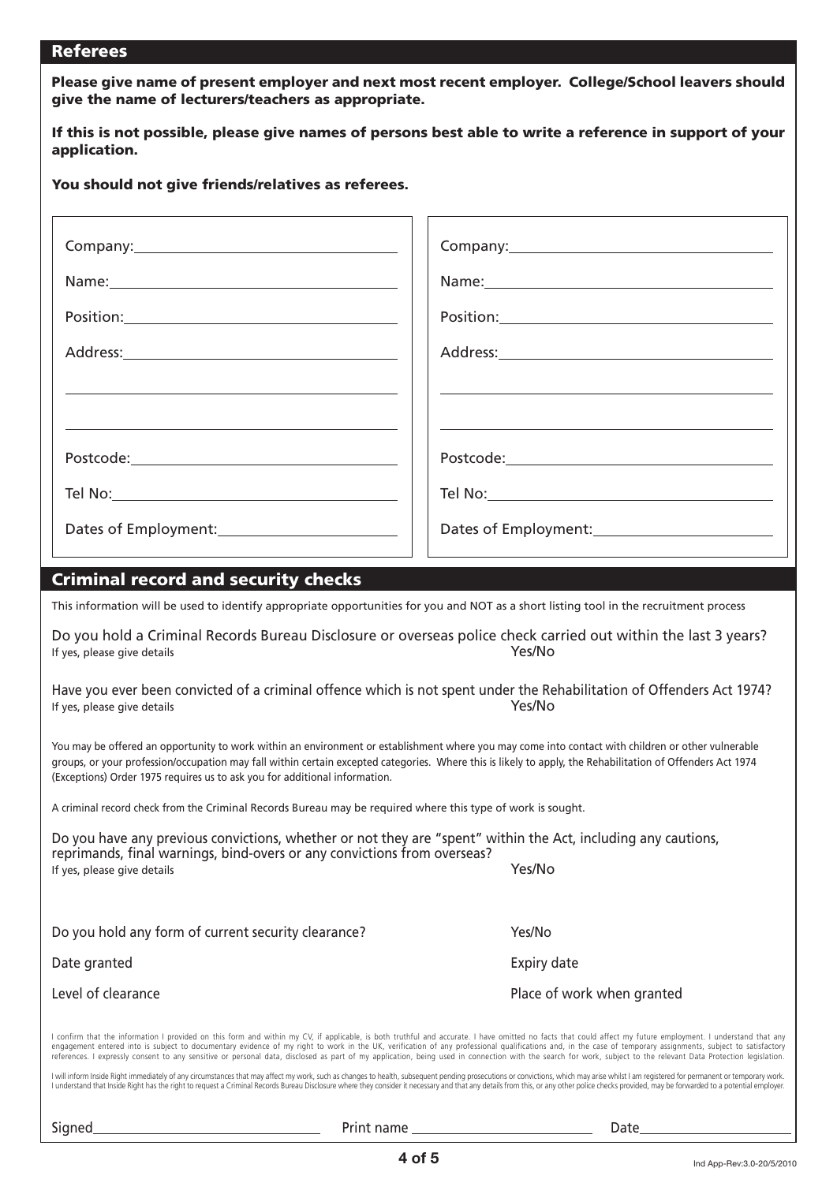## Referees

**Please give name of present employer and next most recent employer. College/School leavers should give the name of lecturers/teachers as appropriate.**

**If this is not possible, please give names of persons best able to write a reference in support of your application.**

**You should not give friends/relatives as referees.**

| | |
|---|---|
| Company: | Company: |
| Name: | Name: |
| Position: | Position: |
| Address: | Address: |
| | |
| | |
| Postcode: | Postcode: |
| Tel No: | Tel No: |
| Dates of Employment: | Dates of Employment: |

## Criminal record and security checks

This information will be used to identify appropriate opportunities for you and NOT as a short listing tool in the recruitment process

Do you hold a Criminal Records Bureau Disclosure or overseas police check carried out within the last 3 years?
If yes, please give details — Yes/No

Have you ever been convicted of a criminal offence which is not spent under the Rehabilitation of Offenders Act 1974?
If yes, please give details — Yes/No

You may be offered an opportunity to work within an environment or establishment where you may come into contact with children or other vulnerable groups, or your profession/occupation may fall within certain excepted categories. Where this is likely to apply, the Rehabilitation of Offenders Act 1974 (Exceptions) Order 1975 requires us to ask you for additional information.

A criminal record check from the Criminal Records Bureau may be required where this type of work is sought.

Do you have any previous convictions, whether or not they are "spent" within the Act, including any cautions, reprimands, final warnings, bind-overs or any convictions from overseas?
If yes, please give details — Yes/No

Do you hold any form of current security clearance? — Yes/No

Date granted — Expiry date

Level of clearance — Place of work when granted

I confirm that the information I provided on this form and within my CV, if applicable, is both truthful and accurate. I have omitted no facts that could affect my future employment. I understand that any engagement entered into is subject to documentary evidence of my right to work in the UK, verification of any professional qualifications and, in the case of temporary assignments, subject to satisfactory references. I expressly consent to any sensitive or personal data, disclosed as part of my application, being used in connection with the search for work, subject to the relevant Data Protection legislation.

I will inform Inside Right immediately of any circumstances that may affect my work, such as changes to health, subsequent pending prosecutions or convictions, which may arise whilst I am registered for permanent or temporary work. I understand that Inside Right has the right to request a Criminal Records Bureau Disclosure where they consider it necessary and that any details from this, or any other police checks provided, may be forwarded to a potential employer.

Signed ____________ Print name ____________ Date ____________

Ind App-Rev:3.0-20/5/2010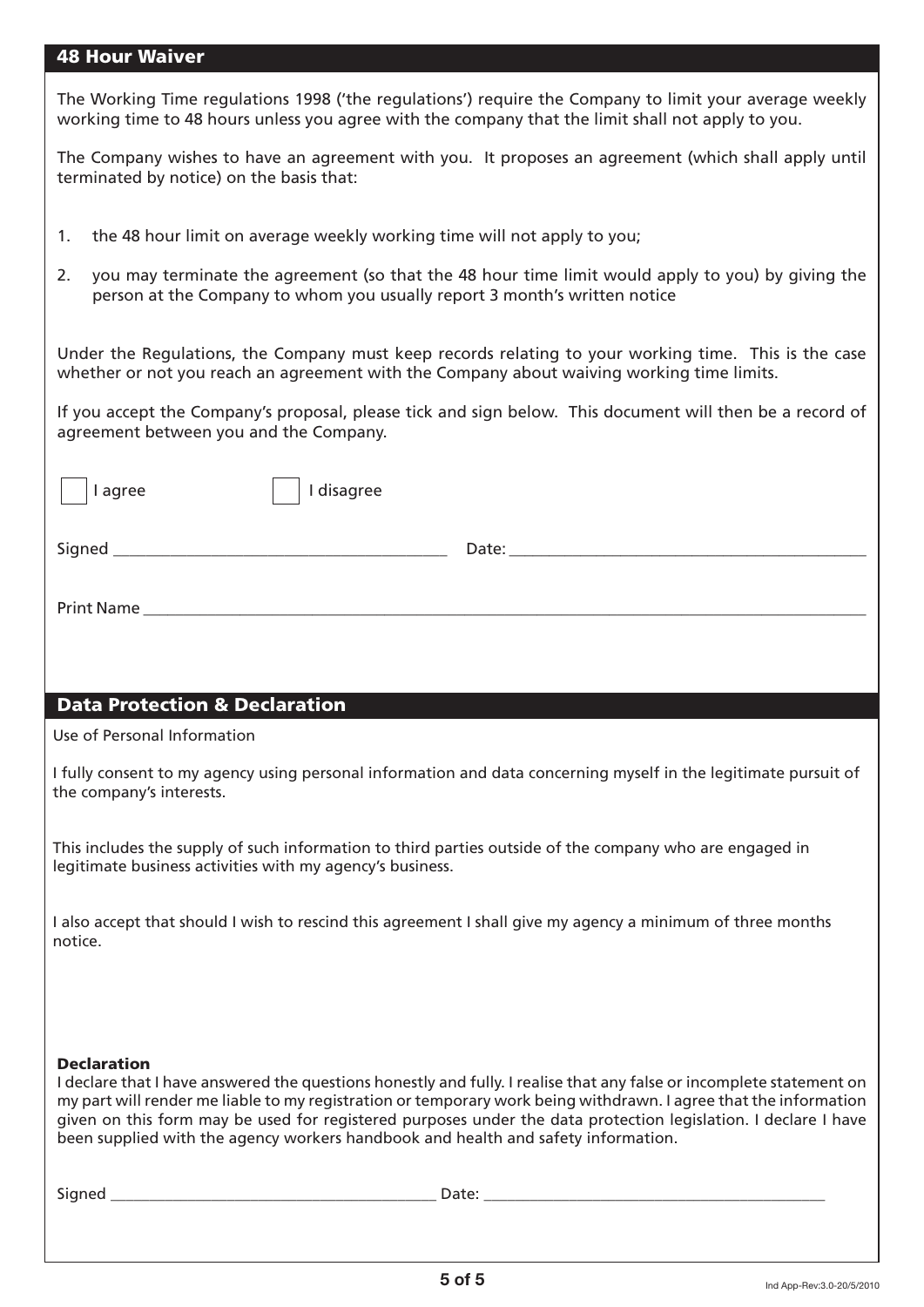## 48 Hour Waiver

The Working Time regulations 1998 ('the regulations') require the Company to limit your average weekly working time to 48 hours unless you agree with the company that the limit shall not apply to you.

The Company wishes to have an agreement with you. It proposes an agreement (which shall apply until terminated by notice) on the basis that:

1. the 48 hour limit on average weekly working time will not apply to you;
2. you may terminate the agreement (so that the 48 hour time limit would apply to you) by giving the person at the Company to whom you usually report 3 month's written notice

Under the Regulations, the Company must keep records relating to your working time. This is the case whether or not you reach an agreement with the Company about waiving working time limits.

If you accept the Company's proposal, please tick and sign below. This document will then be a record of agreement between you and the Company.

☐ I agree ☐ I disagree

Signed ________________________________________ Date: ____________________________________________

Print Name ______________________________________________________________________________________

## Data Protection & Declaration

Use of Personal Information

I fully consent to my agency using personal information and data concerning myself in the legitimate pursuit of the company's interests.

This includes the supply of such information to third parties outside of the company who are engaged in legitimate business activities with my agency's business.

I also accept that should I wish to rescind this agreement I shall give my agency a minimum of three months notice.

**Declaration**

I declare that I have answered the questions honestly and fully. I realise that any false or incomplete statement on my part will render me liable to my registration or temporary work being withdrawn. I agree that the information given on this form may be used for registered purposes under the data protection legislation. I declare I have been supplied with the agency workers handbook and health and safety information.

Signed ________________________________________ Date: ____________________________________________

Ind App-Rev:3.0-20/5/2010